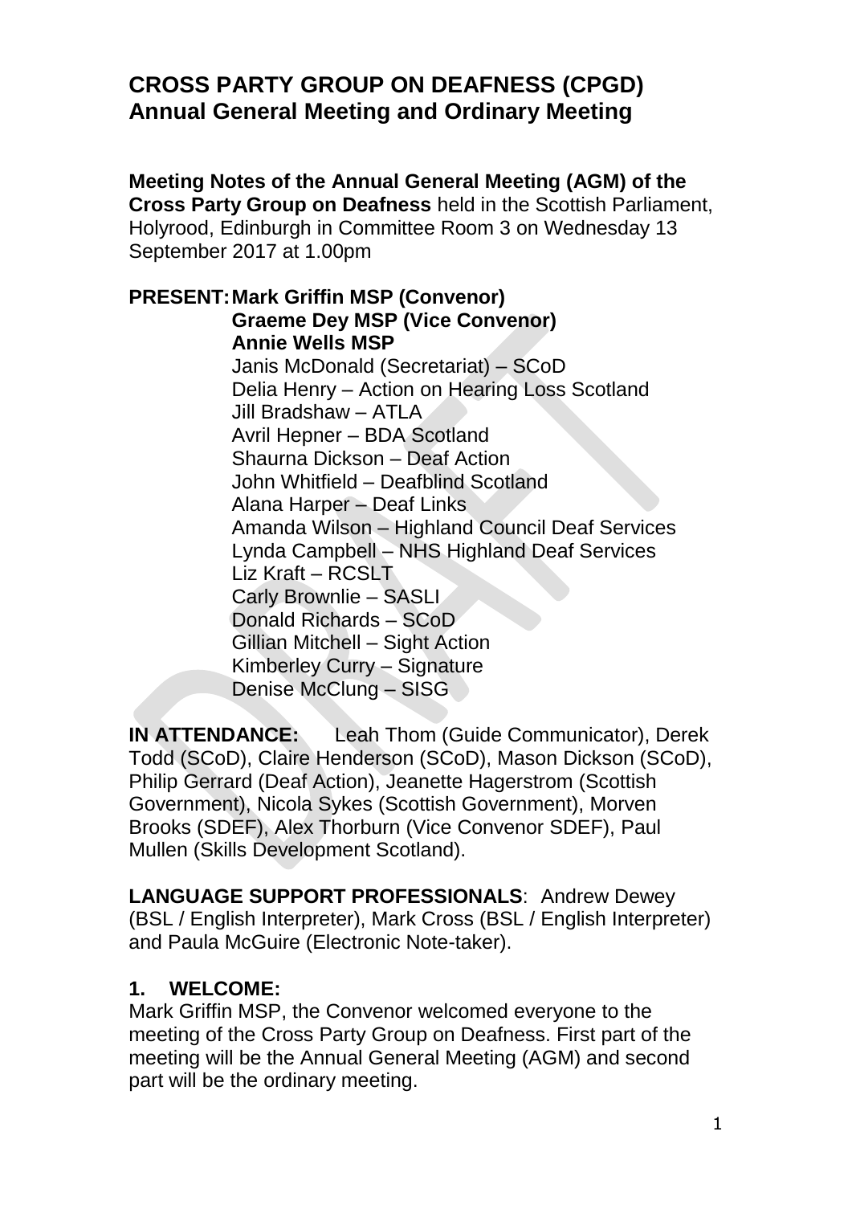# CROSS PARTY GROUP ON DEAFNESS (CPGD) Annual General Meeting and Ordinary Meeting

**Meeting Notes of the Annual General Meeting (AGM) of the Cross Party Group on Deafness** held in the Scottish Parliament, Holyrood, Edinburgh in Committee Room 3 on Wednesday 13 September 2017 at 1.00pm

**PRESENT:** **Mark Griffin MSP (Convenor)**
**Graeme Dey MSP (Vice Convenor)**
**Annie Wells MSP**
Janis McDonald (Secretariat) – SCoD
Delia Henry – Action on Hearing Loss Scotland
Jill Bradshaw – ATLA
Avril Hepner – BDA Scotland
Shaurna Dickson – Deaf Action
John Whitfield – Deafblind Scotland
Alana Harper – Deaf Links
Amanda Wilson – Highland Council Deaf Services
Lynda Campbell – NHS Highland Deaf Services
Liz Kraft – RCSLT
Carly Brownlie – SASLI
Donald Richards – SCoD
Gillian Mitchell – Sight Action
Kimberley Curry – Signature
Denise McClung – SISG

**IN ATTENDANCE:** Leah Thom (Guide Communicator), Derek Todd (SCoD), Claire Henderson (SCoD), Mason Dickson (SCoD), Philip Gerrard (Deaf Action), Jeanette Hagerstrom (Scottish Government), Nicola Sykes (Scottish Government), Morven Brooks (SDEF), Alex Thorburn (Vice Convenor SDEF), Paul Mullen (Skills Development Scotland).

**LANGUAGE SUPPORT PROFESSIONALS**: Andrew Dewey (BSL / English Interpreter), Mark Cross (BSL / English Interpreter) and Paula McGuire (Electronic Note-taker).

## 1. WELCOME:

Mark Griffin MSP, the Convenor welcomed everyone to the meeting of the Cross Party Group on Deafness. First part of the meeting will be the Annual General Meeting (AGM) and second part will be the ordinary meeting.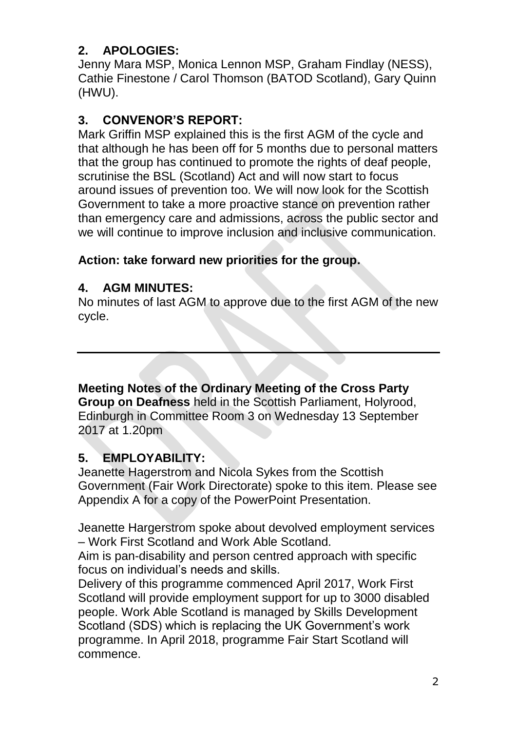## 2. APOLOGIES:

Jenny Mara MSP, Monica Lennon MSP, Graham Findlay (NESS), Cathie Finestone / Carol Thomson (BATOD Scotland), Gary Quinn (HWU).

## 3. CONVENOR'S REPORT:

Mark Griffin MSP explained this is the first AGM of the cycle and that although he has been off for 5 months due to personal matters that the group has continued to promote the rights of deaf people, scrutinise the BSL (Scotland) Act and will now start to focus around issues of prevention too. We will now look for the Scottish Government to take a more proactive stance on prevention rather than emergency care and admissions, across the public sector and we will continue to improve inclusion and inclusive communication.

**Action: take forward new priorities for the group.**

## 4. AGM MINUTES:

No minutes of last AGM to approve due to the first AGM of the new cycle.

---

**Meeting Notes of the Ordinary Meeting of the Cross Party Group on Deafness** held in the Scottish Parliament, Holyrood, Edinburgh in Committee Room 3 on Wednesday 13 September 2017 at 1.20pm

## 5. EMPLOYABILITY:

Jeanette Hagerstrom and Nicola Sykes from the Scottish Government (Fair Work Directorate) spoke to this item. Please see Appendix A for a copy of the PowerPoint Presentation.

Jeanette Hargerstrom spoke about devolved employment services – Work First Scotland and Work Able Scotland.
Aim is pan-disability and person centred approach with specific focus on individual's needs and skills.
Delivery of this programme commenced April 2017, Work First Scotland will provide employment support for up to 3000 disabled people. Work Able Scotland is managed by Skills Development Scotland (SDS) which is replacing the UK Government's work programme. In April 2018, programme Fair Start Scotland will commence.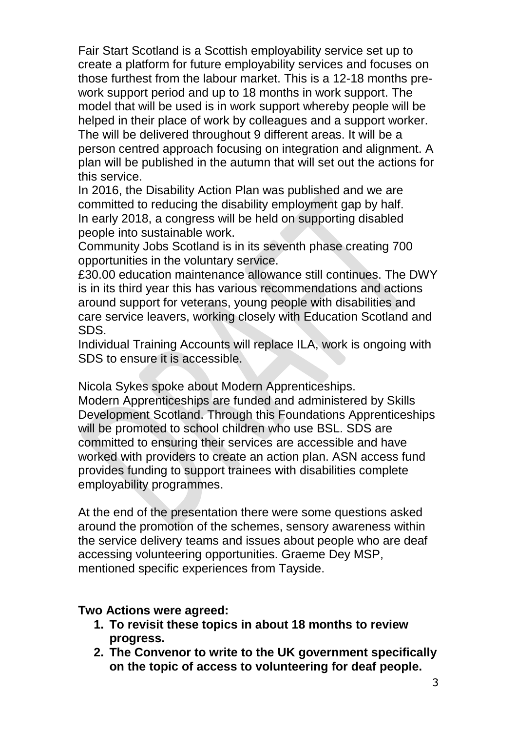Fair Start Scotland is a Scottish employability service set up to create a platform for future employability services and focuses on those furthest from the labour market. This is a 12-18 months pre-work support period and up to 18 months in work support. The model that will be used is in work support whereby people will be helped in their place of work by colleagues and a support worker. The will be delivered throughout 9 different areas. It will be a person centred approach focusing on integration and alignment. A plan will be published in the autumn that will set out the actions for this service.

In 2016, the Disability Action Plan was published and we are committed to reducing the disability employment gap by half.

In early 2018, a congress will be held on supporting disabled people into sustainable work.

Community Jobs Scotland is in its seventh phase creating 700 opportunities in the voluntary service.

£30.00 education maintenance allowance still continues. The DWY is in its third year this has various recommendations and actions around support for veterans, young people with disabilities and care service leavers, working closely with Education Scotland and SDS.

Individual Training Accounts will replace ILA, work is ongoing with SDS to ensure it is accessible.

Nicola Sykes spoke about Modern Apprenticeships.

Modern Apprenticeships are funded and administered by Skills Development Scotland. Through this Foundations Apprenticeships will be promoted to school children who use BSL. SDS are committed to ensuring their services are accessible and have worked with providers to create an action plan. ASN access fund provides funding to support trainees with disabilities complete employability programmes.

At the end of the presentation there were some questions asked around the promotion of the schemes, sensory awareness within the service delivery teams and issues about people who are deaf accessing volunteering opportunities. Graeme Dey MSP, mentioned specific experiences from Tayside.

**Two Actions were agreed:**

1. **To revisit these topics in about 18 months to review progress.**
2. **The Convenor to write to the UK government specifically on the topic of access to volunteering for deaf people.**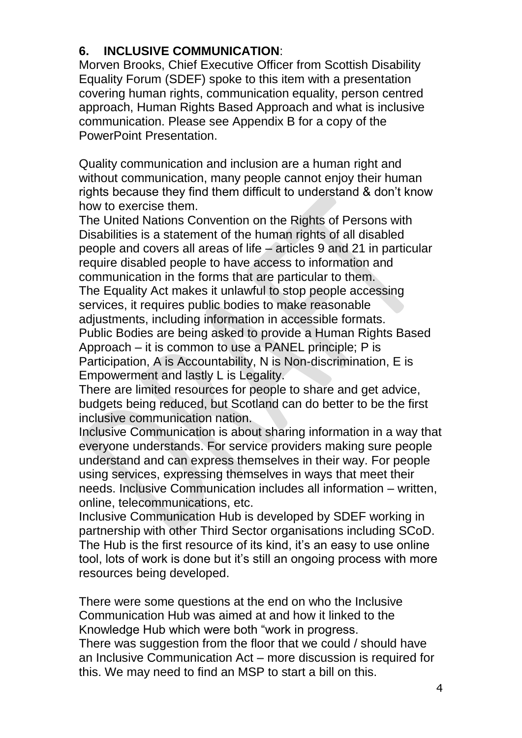## 6. INCLUSIVE COMMUNICATION:

Morven Brooks, Chief Executive Officer from Scottish Disability Equality Forum (SDEF) spoke to this item with a presentation covering human rights, communication equality, person centred approach, Human Rights Based Approach and what is inclusive communication. Please see Appendix B for a copy of the PowerPoint Presentation.

Quality communication and inclusion are a human right and without communication, many people cannot enjoy their human rights because they find them difficult to understand & don't know how to exercise them.
The United Nations Convention on the Rights of Persons with Disabilities is a statement of the human rights of all disabled people and covers all areas of life – articles 9 and 21 in particular require disabled people to have access to information and communication in the forms that are particular to them.
The Equality Act makes it unlawful to stop people accessing services, it requires public bodies to make reasonable adjustments, including information in accessible formats.
Public Bodies are being asked to provide a Human Rights Based Approach – it is common to use a PANEL principle; P is Participation, A is Accountability, N is Non-discrimination, E is Empowerment and lastly L is Legality.
There are limited resources for people to share and get advice, budgets being reduced, but Scotland can do better to be the first inclusive communication nation.
Inclusive Communication is about sharing information in a way that everyone understands. For service providers making sure people understand and can express themselves in their way. For people using services, expressing themselves in ways that meet their needs. Inclusive Communication includes all information – written, online, telecommunications, etc.
Inclusive Communication Hub is developed by SDEF working in partnership with other Third Sector organisations including SCoD. The Hub is the first resource of its kind, it's an easy to use online tool, lots of work is done but it's still an ongoing process with more resources being developed.

There were some questions at the end on who the Inclusive Communication Hub was aimed at and how it linked to the Knowledge Hub which were both "work in progress.
There was suggestion from the floor that we could / should have an Inclusive Communication Act – more discussion is required for this. We may need to find an MSP to start a bill on this.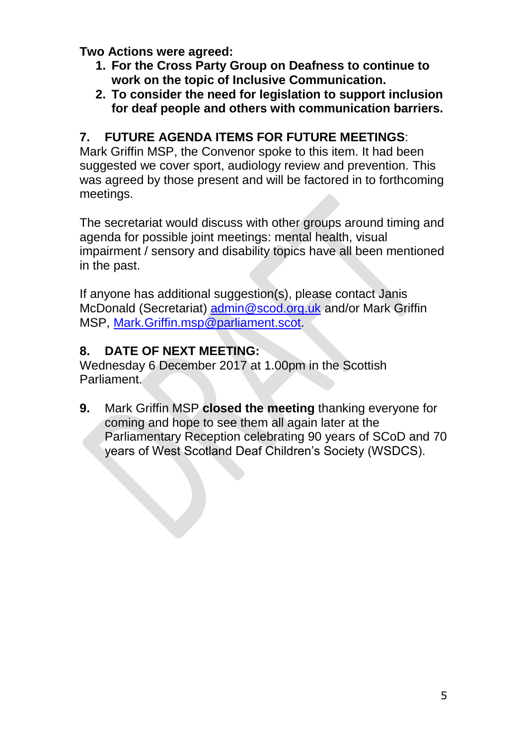**Two Actions were agreed:**

1. **For the Cross Party Group on Deafness to continue to work on the topic of Inclusive Communication.**
2. **To consider the need for legislation to support inclusion for deaf people and others with communication barriers.**

## 7. FUTURE AGENDA ITEMS FOR FUTURE MEETINGS:

Mark Griffin MSP, the Convenor spoke to this item. It had been suggested we cover sport, audiology review and prevention. This was agreed by those present and will be factored in to forthcoming meetings.

The secretariat would discuss with other groups around timing and agenda for possible joint meetings: mental health, visual impairment / sensory and disability topics have all been mentioned in the past.

If anyone has additional suggestion(s), please contact Janis McDonald (Secretariat) admin@scod.org.uk and/or Mark Griffin MSP, Mark.Griffin.msp@parliament.scot.

## 8. DATE OF NEXT MEETING:

Wednesday 6 December 2017 at 1.00pm in the Scottish Parliament.

**9.** Mark Griffin MSP **closed the meeting** thanking everyone for coming and hope to see them all again later at the Parliamentary Reception celebrating 90 years of SCoD and 70 years of West Scotland Deaf Children's Society (WSDCS).